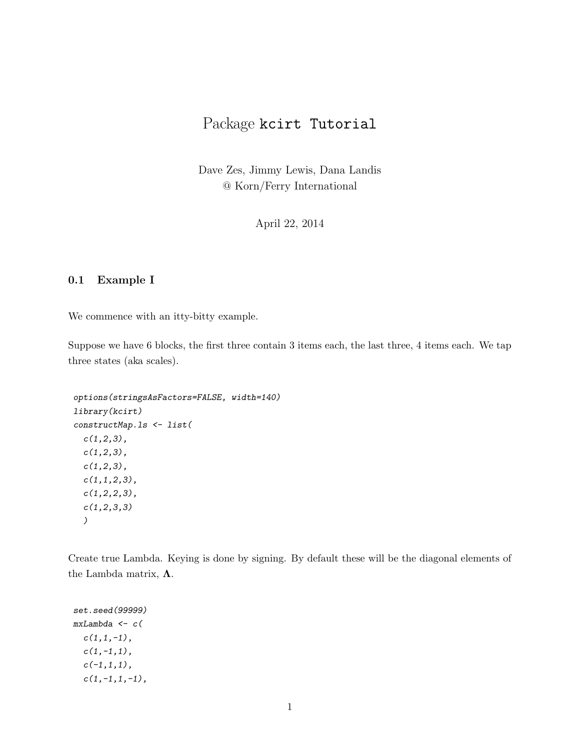# Package kcirt Tutorial

Dave Zes, Jimmy Lewis, Dana Landis
@ Korn/Ferry International

April 22, 2014

### 0.1 Example I

We commence with an itty-bitty example.

Suppose we have 6 blocks, the first three contain 3 items each, the last three, 4 items each. We tap three states (aka scales).

```
options(stringsAsFactors=FALSE, width=140)
library(kcirt)
constructMap.ls <- list(
  c(1,2,3),
  c(1,2,3),
  c(1,2,3),
  c(1,1,2,3),
  c(1,2,2,3),
  c(1,2,3,3)
  )
```

Create true Lambda. Keying is done by signing. By default these will be the diagonal elements of the Lambda matrix, $\mathbf{\Lambda}$.

```
set.seed(99999)
mxLambda <- c(
  c(1,1,-1),
  c(1,-1,1),
  c(-1,1,1),
  c(1,-1,1,-1),
```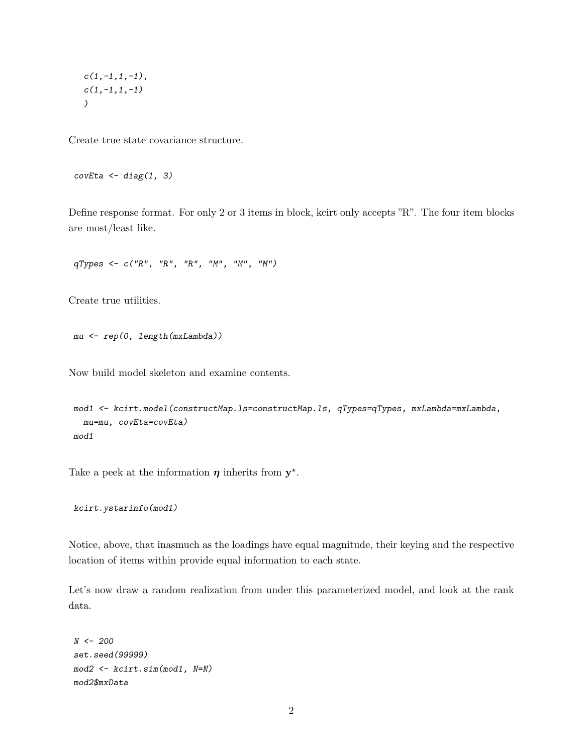```
  c(1,-1,1,-1),
  c(1,-1,1,-1)
  )
```

Create true state covariance structure.

```
covEta <- diag(1, 3)
```

Define response format. For only 2 or 3 items in block, kcirt only accepts "R". The four item blocks are most/least like.

```
qTypes <- c("R", "R", "R", "M", "M", "M")
```

Create true utilities.

```
mu <- rep(0, length(mxLambda))
```

Now build model skeleton and examine contents.

```
mod1 <- kcirt.model(constructMap.ls=constructMap.ls, qTypes=qTypes, mxLambda=mxLambda,
  mu=mu, covEta=covEta)
mod1
```

Take a peek at the information $\boldsymbol{\eta}$ inherits from $\mathbf{y}^{\star}$.

```
kcirt.ystarinfo(mod1)
```

Notice, above, that inasmuch as the loadings have equal magnitude, their keying and the respective location of items within provide equal information to each state.

Let's now draw a random realization from under this parameterized model, and look at the rank data.

```
N <- 200
set.seed(99999)
mod2 <- kcirt.sim(mod1, N=N)
mod2$mxData
```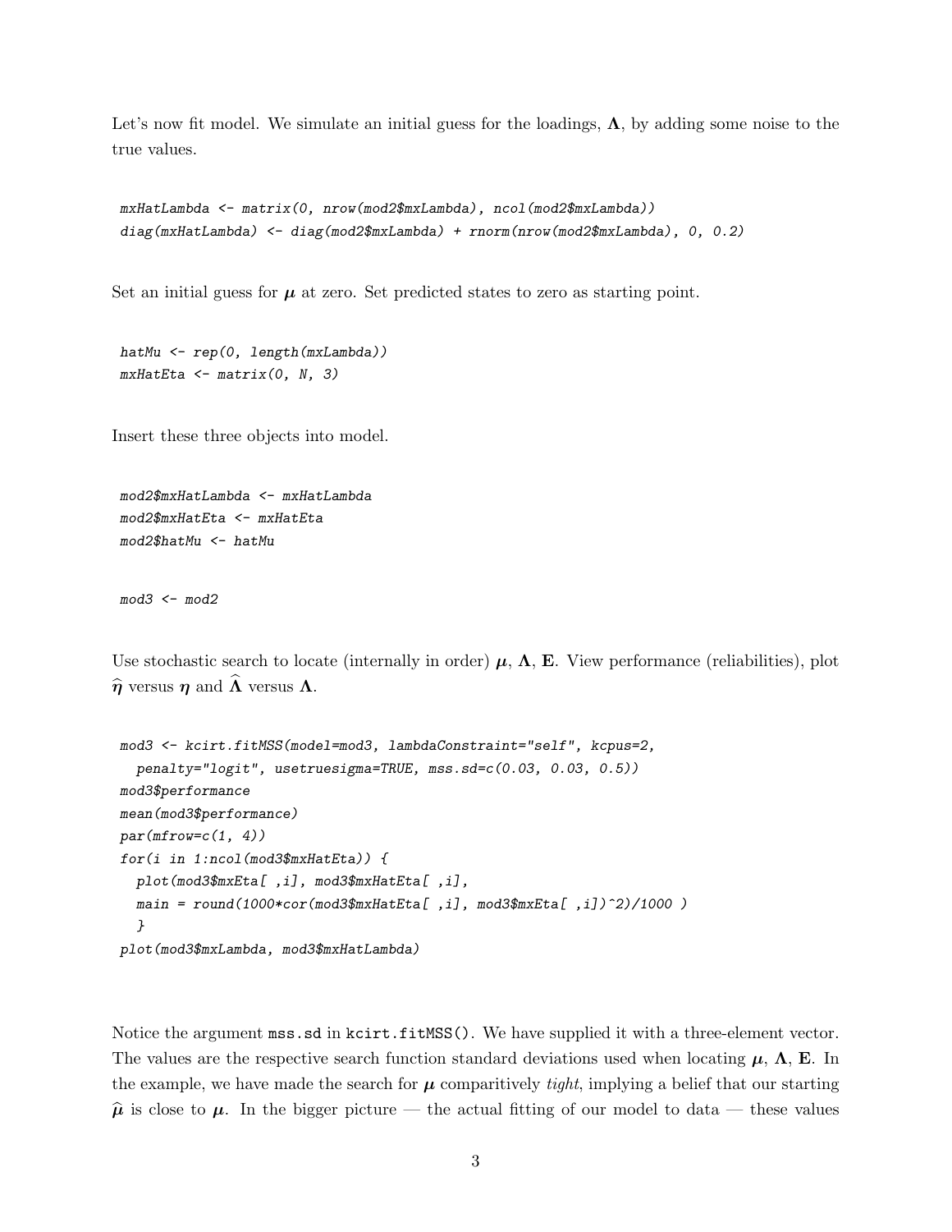Let's now fit model. We simulate an initial guess for the loadings, $\boldsymbol{\Lambda}$, by adding some noise to the true values.

```
mxHatLambda <- matrix(0, nrow(mod2$mxLambda), ncol(mod2$mxLambda))
diag(mxHatLambda) <- diag(mod2$mxLambda) + rnorm(nrow(mod2$mxLambda), 0, 0.2)
```

Set an initial guess for $\boldsymbol{\mu}$ at zero. Set predicted states to zero as starting point.

```
hatMu <- rep(0, length(mxLambda))
mxHatEta <- matrix(0, N, 3)
```

Insert these three objects into model.

```
mod2$mxHatLambda <- mxHatLambda
mod2$mxHatEta <- mxHatEta
mod2$hatMu <- hatMu
```

```
mod3 <- mod2
```

Use stochastic search to locate (internally in order) $\boldsymbol{\mu}$, $\boldsymbol{\Lambda}$, $\mathbf{E}$. View performance (reliabilities), plot $\widehat{\boldsymbol{\eta}}$ versus $\boldsymbol{\eta}$ and $\widehat{\boldsymbol{\Lambda}}$ versus $\boldsymbol{\Lambda}$.

```
mod3 <- kcirt.fitMSS(model=mod3, lambdaConstraint="self", kcpus=2,
  penalty="logit", usetruesigma=TRUE, mss.sd=c(0.03, 0.03, 0.5))
mod3$performance
mean(mod3$performance)
par(mfrow=c(1, 4))
for(i in 1:ncol(mod3$mxHatEta)) {
  plot(mod3$mxEta[ ,i], mod3$mxHatEta[ ,i],
  main = round(1000*cor(mod3$mxHatEta[ ,i], mod3$mxEta[ ,i])^2)/1000 )
  }
plot(mod3$mxLambda, mod3$mxHatLambda)
```

Notice the argument `mss.sd` in `kcirt.fitMSS()`. We have supplied it with a three-element vector. The values are the respective search function standard deviations used when locating $\boldsymbol{\mu}$, $\boldsymbol{\Lambda}$, $\mathbf{E}$. In the example, we have made the search for $\boldsymbol{\mu}$ comparitively *tight*, implying a belief that our starting $\widehat{\boldsymbol{\mu}}$ is close to $\boldsymbol{\mu}$. In the bigger picture — the actual fitting of our model to data — these values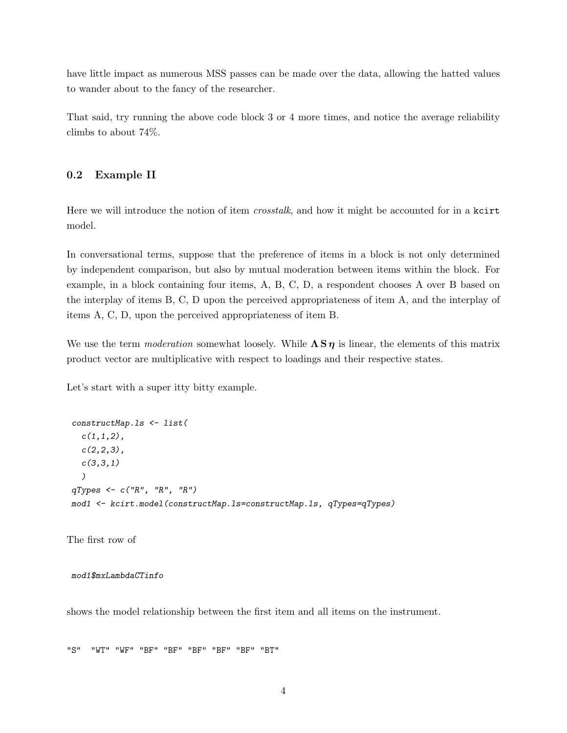have little impact as numerous MSS passes can be made over the data, allowing the hatted values to wander about to the fancy of the researcher.

That said, try running the above code block 3 or 4 more times, and notice the average reliability climbs to about 74%.

## 0.2 Example II

Here we will introduce the notion of item *crosstalk*, and how it might be accounted for in a `kcirt` model.

In conversational terms, suppose that the preference of items in a block is not only determined by independent comparison, but also by mutual moderation between items within the block. For example, in a block containing four items, A, B, C, D, a respondent chooses A over B based on the interplay of items B, C, D upon the perceived appropriateness of item A, and the interplay of items A, C, D, upon the perceived appropriateness of item B.

We use the term *moderation* somewhat loosely. While $\mathbf{\Lambda}\,\mathbf{S}\,\boldsymbol{\eta}$ is linear, the elements of this matrix product vector are multiplicative with respect to loadings and their respective states.

Let's start with a super itty bitty example.

```
constructMap.ls <- list(
  c(1,1,2),
  c(2,2,3),
  c(3,3,1)
  )
qTypes <- c("R", "R", "R")
mod1 <- kcirt.model(constructMap.ls=constructMap.ls, qTypes=qTypes)
```

The first row of

```
mod1$mxLambdaCTinfo
```

shows the model relationship between the first item and all items on the instrument.

```
"S"  "WT" "WF" "BF" "BF" "BF" "BF" "BF" "BT"
```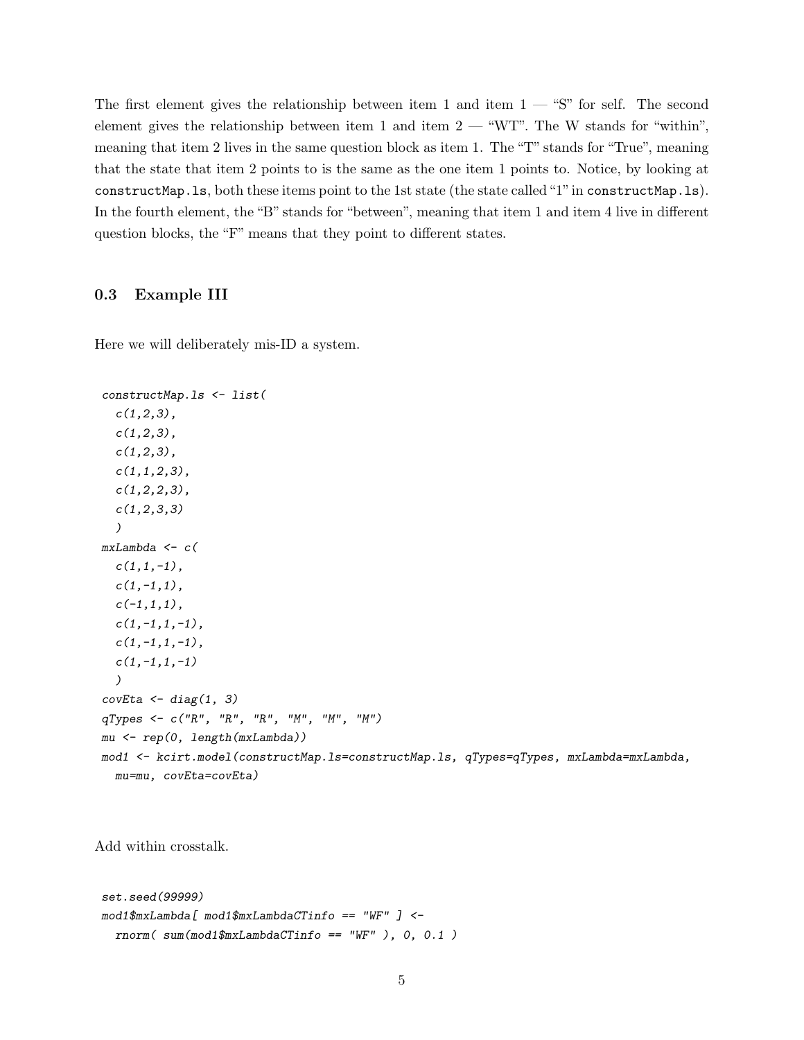The first element gives the relationship between item 1 and item 1 — "S" for self. The second element gives the relationship between item 1 and item 2 — "WT". The W stands for "within", meaning that item 2 lives in the same question block as item 1. The "T" stands for "True", meaning that the state that item 2 points to is the same as the one item 1 points to. Notice, by looking at `constructMap.ls`, both these items point to the 1st state (the state called "1" in `constructMap.ls`). In the fourth element, the "B" stands for "between", meaning that item 1 and item 4 live in different question blocks, the "F" means that they point to different states.

## 0.3 Example III

Here we will deliberately mis-ID a system.

```
constructMap.ls <- list(
  c(1,2,3),
  c(1,2,3),
  c(1,2,3),
  c(1,1,2,3),
  c(1,2,2,3),
  c(1,2,3,3)
  )
mxLambda <- c(
  c(1,1,-1),
  c(1,-1,1),
  c(-1,1,1),
  c(1,-1,1,-1),
  c(1,-1,1,-1),
  c(1,-1,1,-1)
  )
covEta <- diag(1, 3)
qTypes <- c("R", "R", "R", "M", "M", "M")
mu <- rep(0, length(mxLambda))
mod1 <- kcirt.model(constructMap.ls=constructMap.ls, qTypes=qTypes, mxLambda=mxLambda,
  mu=mu, covEta=covEta)
```

Add within crosstalk.

```
set.seed(99999)
mod1$mxLambda[ mod1$mxLambdaCTinfo == "WF" ] <-
  rnorm( sum(mod1$mxLambdaCTinfo == "WF" ), 0, 0.1 )
```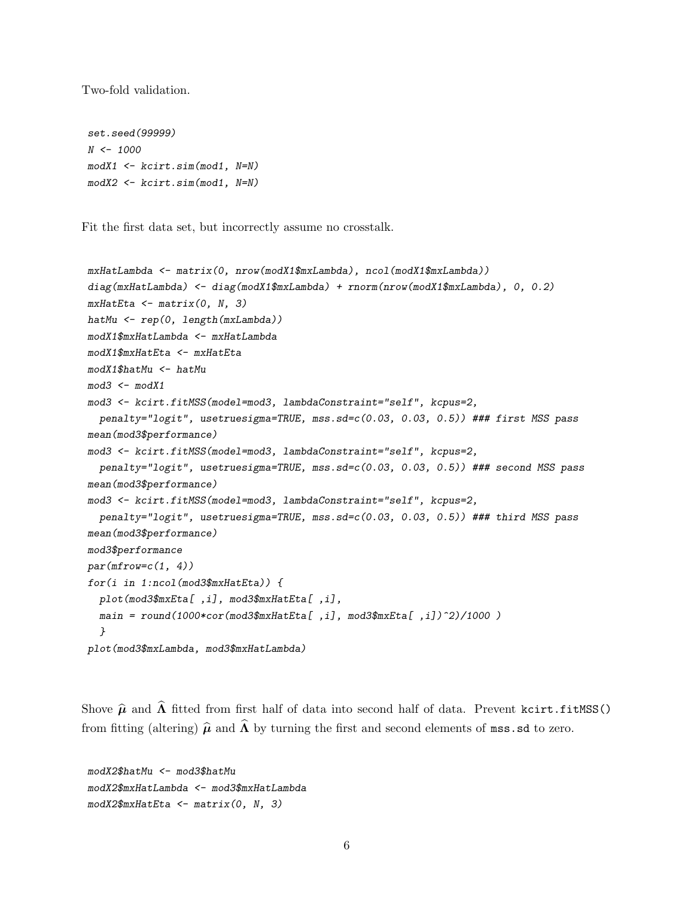Two-fold validation.

```
set.seed(99999)
N <- 1000
modX1 <- kcirt.sim(mod1, N=N)
modX2 <- kcirt.sim(mod1, N=N)
```

Fit the first data set, but incorrectly assume no crosstalk.

```
mxHatLambda <- matrix(0, nrow(modX1$mxLambda), ncol(modX1$mxLambda))
diag(mxHatLambda) <- diag(modX1$mxLambda) + rnorm(nrow(modX1$mxLambda), 0, 0.2)
mxHatEta <- matrix(0, N, 3)
hatMu <- rep(0, length(mxLambda))
modX1$mxHatLambda <- mxHatLambda
modX1$mxHatEta <- mxHatEta
modX1$hatMu <- hatMu
mod3 <- modX1
mod3 <- kcirt.fitMSS(model=mod3, lambdaConstraint="self", kcpus=2,
  penalty="logit", usetruesigma=TRUE, mss.sd=c(0.03, 0.03, 0.5)) ### first MSS pass
mean(mod3$performance)
mod3 <- kcirt.fitMSS(model=mod3, lambdaConstraint="self", kcpus=2,
  penalty="logit", usetruesigma=TRUE, mss.sd=c(0.03, 0.03, 0.5)) ### second MSS pass
mean(mod3$performance)
mod3 <- kcirt.fitMSS(model=mod3, lambdaConstraint="self", kcpus=2,
  penalty="logit", usetruesigma=TRUE, mss.sd=c(0.03, 0.03, 0.5)) ### third MSS pass
mean(mod3$performance)
mod3$performance
par(mfrow=c(1, 4))
for(i in 1:ncol(mod3$mxHatEta)) {
  plot(mod3$mxEta[ ,i], mod3$mxHatEta[ ,i],
  main = round(1000*cor(mod3$mxHatEta[ ,i], mod3$mxEta[ ,i])^2)/1000 )
  }
plot(mod3$mxLambda, mod3$mxHatLambda)
```

Shove $\widehat{\boldsymbol{\mu}}$ and $\widehat{\boldsymbol{\Lambda}}$ fitted from first half of data into second half of data. Prevent `kcirt.fitMSS()` from fitting (altering) $\widehat{\boldsymbol{\mu}}$ and $\widehat{\boldsymbol{\Lambda}}$ by turning the first and second elements of `mss.sd` to zero.

```
modX2$hatMu <- mod3$hatMu
modX2$mxHatLambda <- mod3$mxHatLambda
modX2$mxHatEta <- matrix(0, N, 3)
```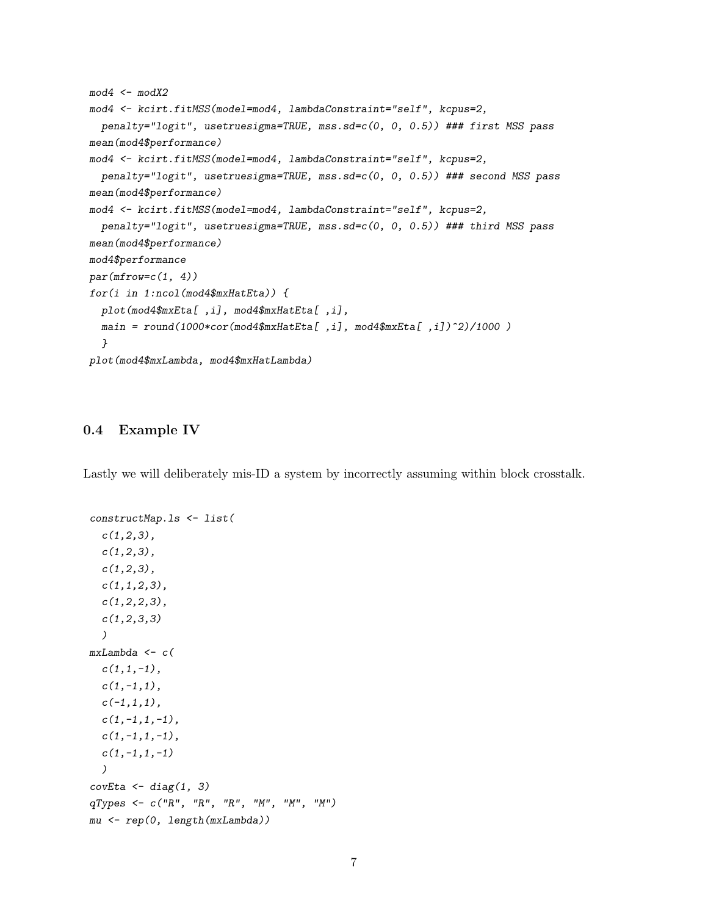```
mod4 <- modX2
mod4 <- kcirt.fitMSS(model=mod4, lambdaConstraint="self", kcpus=2,
  penalty="logit", usetruesigma=TRUE, mss.sd=c(0, 0, 0.5)) ### first MSS pass
mean(mod4$performance)
mod4 <- kcirt.fitMSS(model=mod4, lambdaConstraint="self", kcpus=2,
  penalty="logit", usetruesigma=TRUE, mss.sd=c(0, 0, 0.5)) ### second MSS pass
mean(mod4$performance)
mod4 <- kcirt.fitMSS(model=mod4, lambdaConstraint="self", kcpus=2,
  penalty="logit", usetruesigma=TRUE, mss.sd=c(0, 0, 0.5)) ### third MSS pass
mean(mod4$performance)
mod4$performance
par(mfrow=c(1, 4))
for(i in 1:ncol(mod4$mxHatEta)) {
  plot(mod4$mxEta[ ,i], mod4$mxHatEta[ ,i],
  main = round(1000*cor(mod4$mxHatEta[ ,i], mod4$mxEta[ ,i])^2)/1000 )
  }
plot(mod4$mxLambda, mod4$mxHatLambda)
```

## 0.4 Example IV

Lastly we will deliberately mis-ID a system by incorrectly assuming within block crosstalk.

```
constructMap.ls <- list(
  c(1,2,3),
  c(1,2,3),
  c(1,2,3),
  c(1,1,2,3),
  c(1,2,2,3),
  c(1,2,3,3)
  )
mxLambda <- c(
  c(1,1,-1),
  c(1,-1,1),
  c(-1,1,1),
  c(1,-1,1,-1),
  c(1,-1,1,-1),
  c(1,-1,1,-1)
  )
covEta <- diag(1, 3)
qTypes <- c("R", "R", "R", "M", "M", "M")
mu <- rep(0, length(mxLambda))
```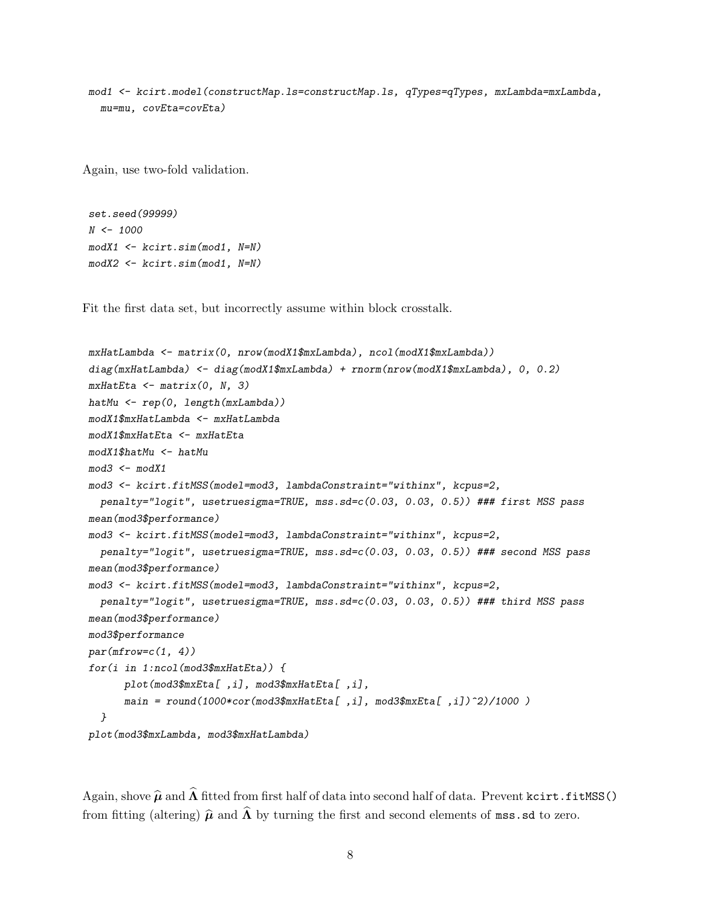```
mod1 <- kcirt.model(constructMap.ls=constructMap.ls, qTypes=qTypes, mxLambda=mxLambda,
  mu=mu, covEta=covEta)
```

Again, use two-fold validation.

```
set.seed(99999)
N <- 1000
modX1 <- kcirt.sim(mod1, N=N)
modX2 <- kcirt.sim(mod1, N=N)
```

Fit the first data set, but incorrectly assume within block crosstalk.

```
mxHatLambda <- matrix(0, nrow(modX1$mxLambda), ncol(modX1$mxLambda))
diag(mxHatLambda) <- diag(modX1$mxLambda) + rnorm(nrow(modX1$mxLambda), 0, 0.2)
mxHatEta <- matrix(0, N, 3)
hatMu <- rep(0, length(mxLambda))
modX1$mxHatLambda <- mxHatLambda
modX1$mxHatEta <- mxHatEta
modX1$hatMu <- hatMu
mod3 <- modX1
mod3 <- kcirt.fitMSS(model=mod3, lambdaConstraint="withinx", kcpus=2,
  penalty="logit", usetruesigma=TRUE, mss.sd=c(0.03, 0.03, 0.5)) ### first MSS pass
mean(mod3$performance)
mod3 <- kcirt.fitMSS(model=mod3, lambdaConstraint="withinx", kcpus=2,
  penalty="logit", usetruesigma=TRUE, mss.sd=c(0.03, 0.03, 0.5)) ### second MSS pass
mean(mod3$performance)
mod3 <- kcirt.fitMSS(model=mod3, lambdaConstraint="withinx", kcpus=2,
  penalty="logit", usetruesigma=TRUE, mss.sd=c(0.03, 0.03, 0.5)) ### third MSS pass
mean(mod3$performance)
mod3$performance
par(mfrow=c(1, 4))
for(i in 1:ncol(mod3$mxHatEta)) {
      plot(mod3$mxEta[ ,i], mod3$mxHatEta[ ,i],
      main = round(1000*cor(mod3$mxHatEta[ ,i], mod3$mxEta[ ,i])^2)/1000 )
  }
plot(mod3$mxLambda, mod3$mxHatLambda)
```

Again, shove $\widehat{\boldsymbol{\mu}}$ and $\widehat{\boldsymbol{\Lambda}}$ fitted from first half of data into second half of data. Prevent `kcirt.fitMSS()` from fitting (altering) $\widehat{\boldsymbol{\mu}}$ and $\widehat{\boldsymbol{\Lambda}}$ by turning the first and second elements of `mss.sd` to zero.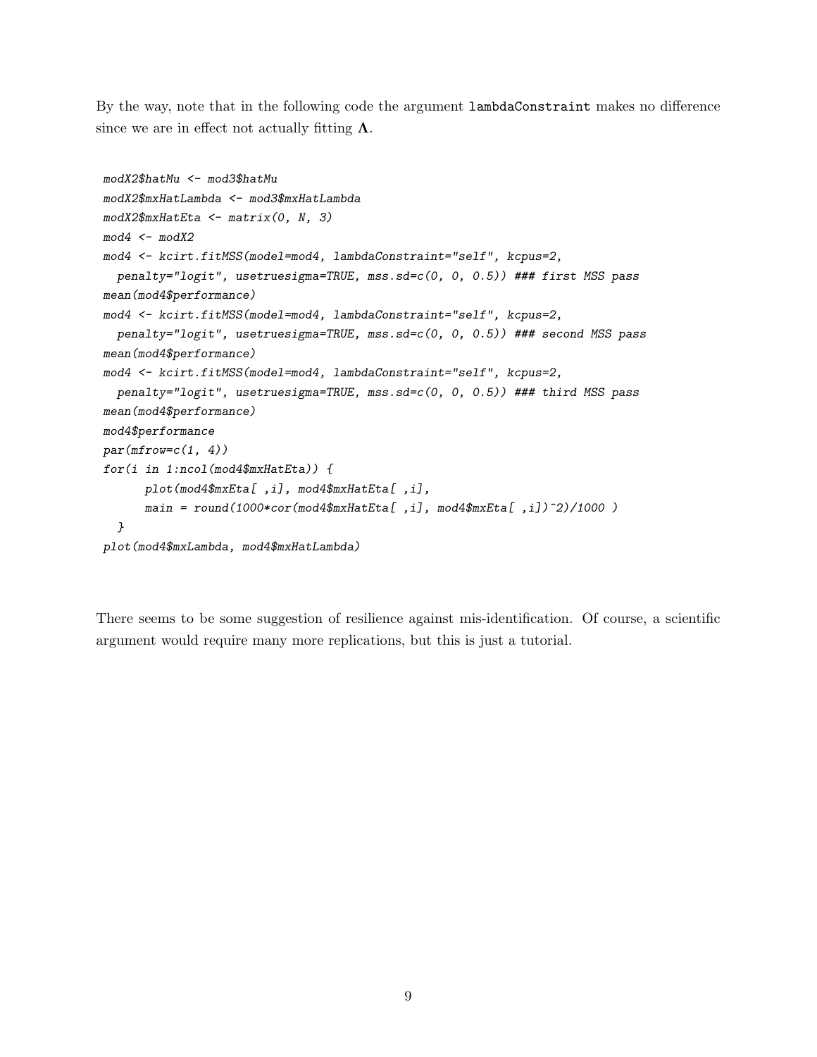By the way, note that in the following code the argument `lambdaConstraint` makes no difference since we are in effect not actually fitting $\mathbf{\Lambda}$.

```
modX2$hatMu <- mod3$hatMu
modX2$mxHatLambda <- mod3$mxHatLambda
modX2$mxHatEta <- matrix(0, N, 3)
mod4 <- modX2
mod4 <- kcirt.fitMSS(model=mod4, lambdaConstraint="self", kcpus=2,
  penalty="logit", usetruesigma=TRUE, mss.sd=c(0, 0, 0.5)) ### first MSS pass
mean(mod4$performance)
mod4 <- kcirt.fitMSS(model=mod4, lambdaConstraint="self", kcpus=2,
  penalty="logit", usetruesigma=TRUE, mss.sd=c(0, 0, 0.5)) ### second MSS pass
mean(mod4$performance)
mod4 <- kcirt.fitMSS(model=mod4, lambdaConstraint="self", kcpus=2,
  penalty="logit", usetruesigma=TRUE, mss.sd=c(0, 0, 0.5)) ### third MSS pass
mean(mod4$performance)
mod4$performance
par(mfrow=c(1, 4))
for(i in 1:ncol(mod4$mxHatEta)) {
      plot(mod4$mxEta[ ,i], mod4$mxHatEta[ ,i],
      main = round(1000*cor(mod4$mxHatEta[ ,i], mod4$mxEta[ ,i])^2)/1000 )
  }
plot(mod4$mxLambda, mod4$mxHatLambda)
```

There seems to be some suggestion of resilience against mis-identification. Of course, a scientific argument would require many more replications, but this is just a tutorial.